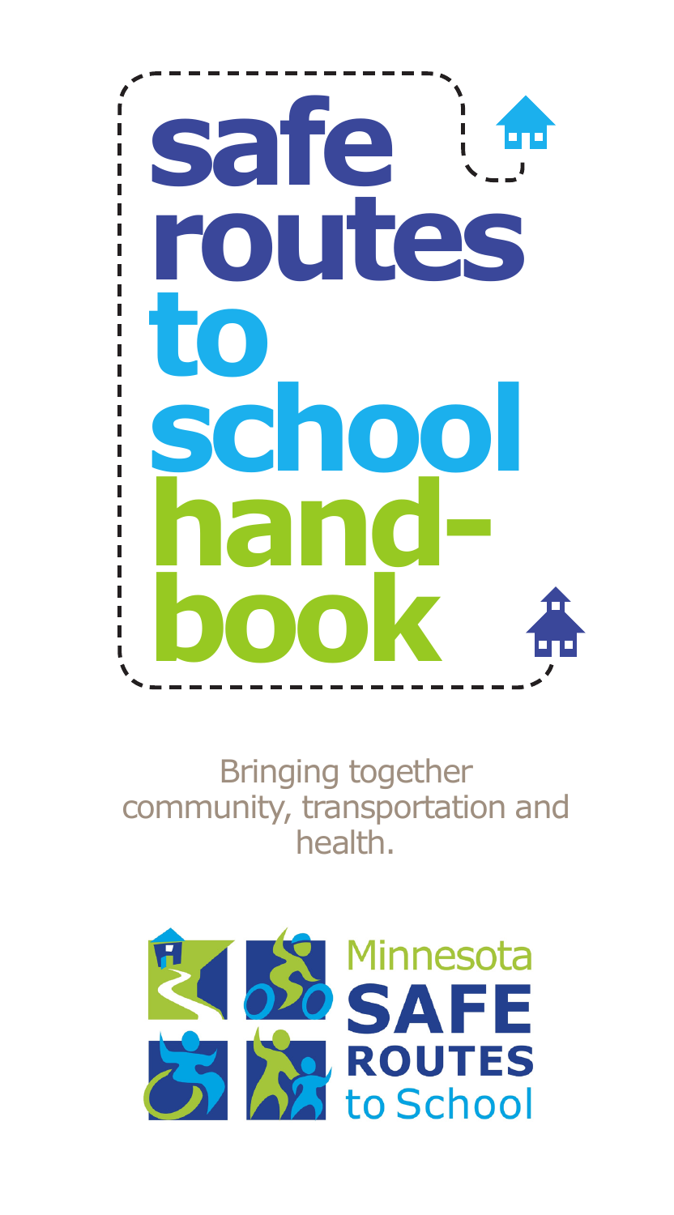# safe routes to school handbook

Bringing together community, transportation and health.

Minnesota SAFE ROUTES to School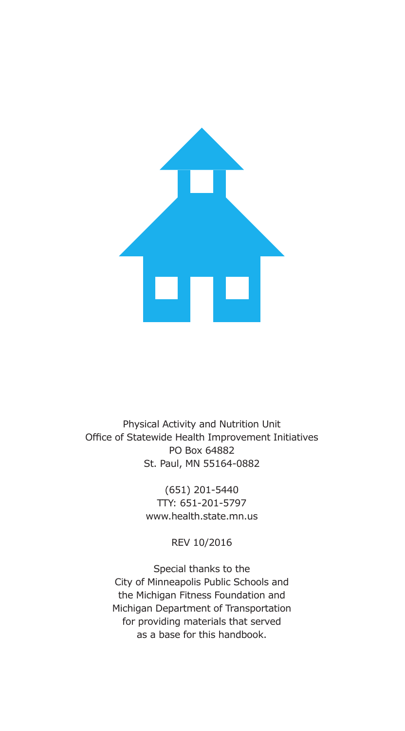Physical Activity and Nutrition Unit
Office of Statewide Health Improvement Initiatives
PO Box 64882
St. Paul, MN 55164-0882

(651) 201-5440
TTY: 651-201-5797
www.health.state.mn.us

REV 10/2016

Special thanks to the
City of Minneapolis Public Schools and
the Michigan Fitness Foundation and
Michigan Department of Transportation
for providing materials that served
as a base for this handbook.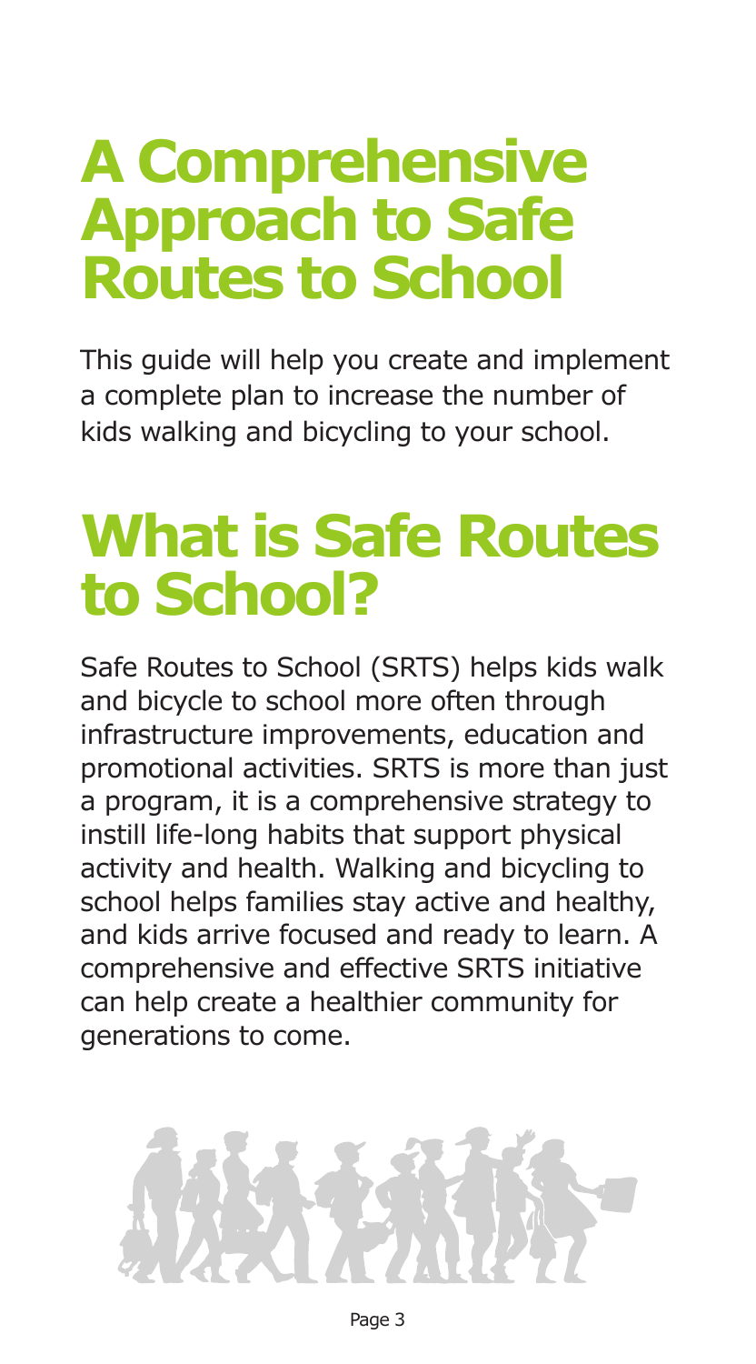# A Comprehensive Approach to Safe Routes to School

This guide will help you create and implement a complete plan to increase the number of kids walking and bicycling to your school.

# What is Safe Routes to School?

Safe Routes to School (SRTS) helps kids walk and bicycle to school more often through infrastructure improvements, education and promotional activities. SRTS is more than just a program, it is a comprehensive strategy to instill life-long habits that support physical activity and health. Walking and bicycling to school helps families stay active and healthy, and kids arrive focused and ready to learn. A comprehensive and effective SRTS initiative can help create a healthier community for generations to come.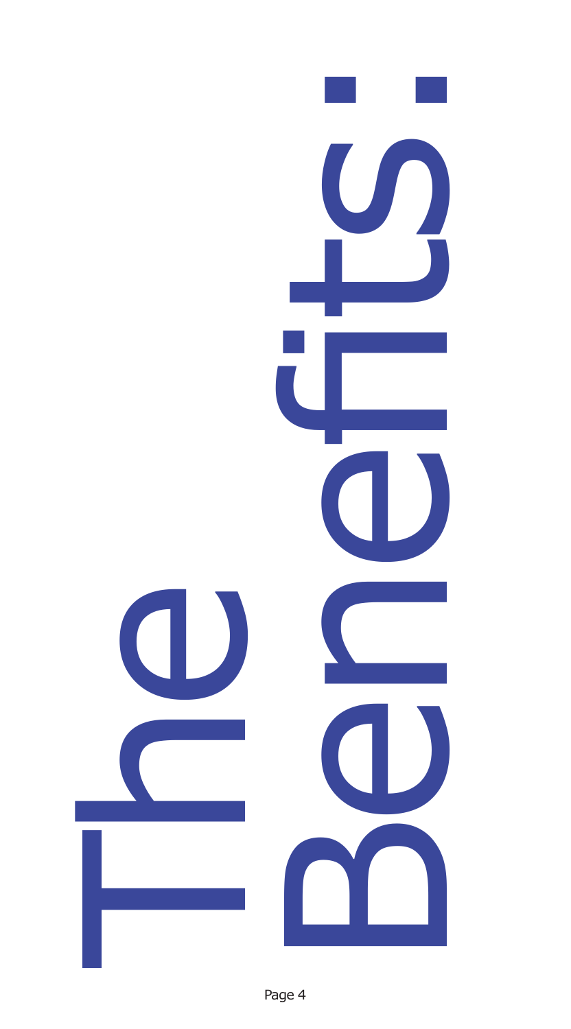# The Benefits: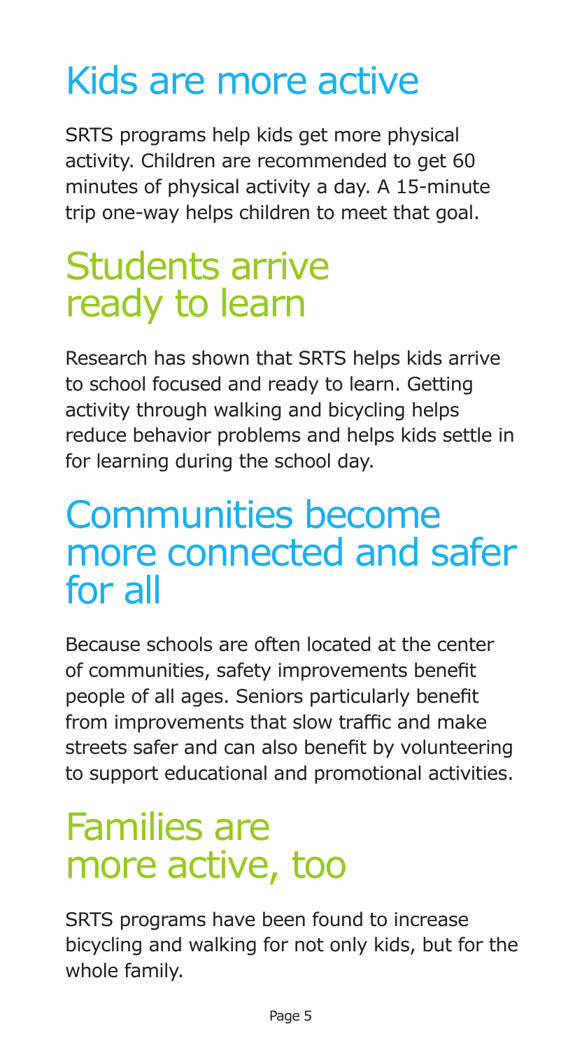## Kids are more active

SRTS programs help kids get more physical activity. Children are recommended to get 60 minutes of physical activity a day. A 15-minute trip one-way helps children to meet that goal.

## Students arrive ready to learn

Research has shown that SRTS helps kids arrive to school focused and ready to learn. Getting activity through walking and bicycling helps reduce behavior problems and helps kids settle in for learning during the school day.

## Communities become more connected and safer for all

Because schools are often located at the center of communities, safety improvements benefit people of all ages. Seniors particularly benefit from improvements that slow traffic and make streets safer and can also benefit by volunteering to support educational and promotional activities.

## Families are more active, too

SRTS programs have been found to increase bicycling and walking for not only kids, but for the whole family.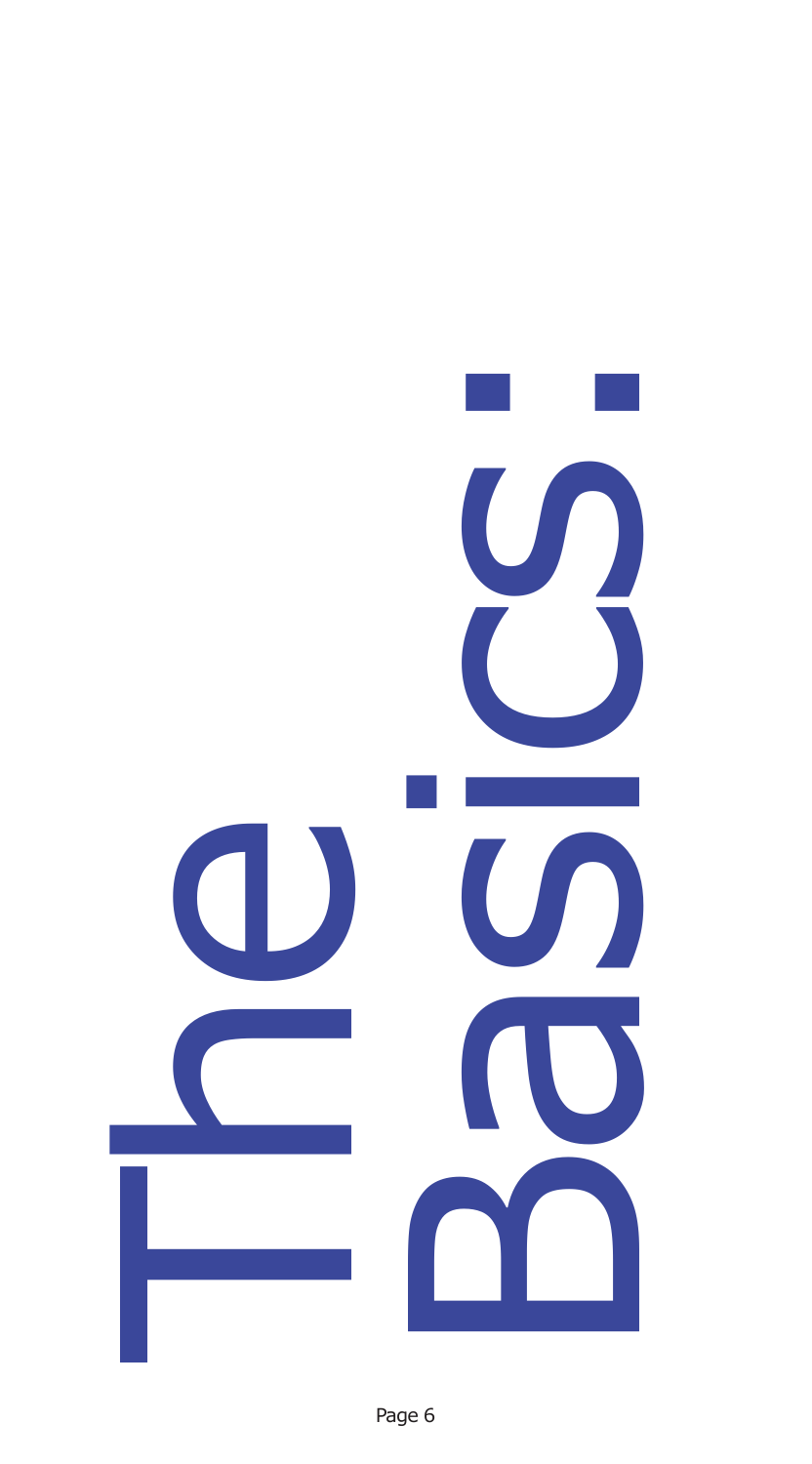# The Basics: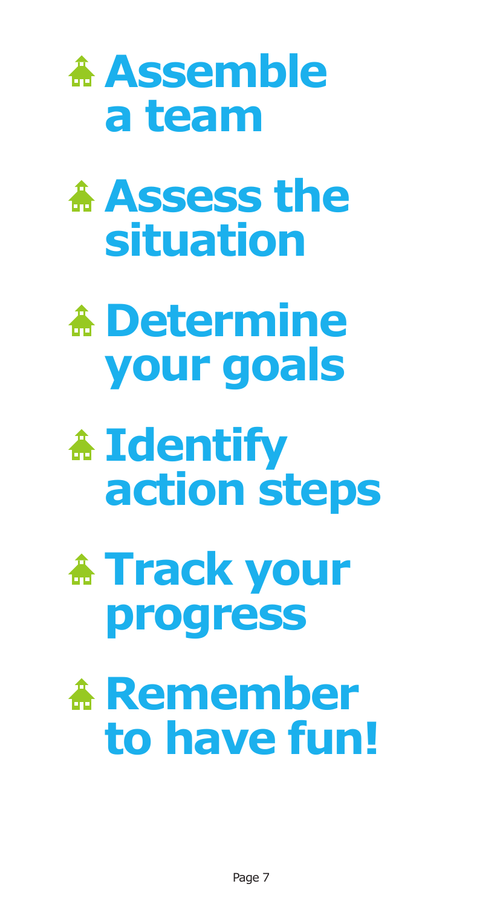- **Assemble a team**
- **Assess the situation**
- **Determine your goals**
- **Identify action steps**
- **Track your progress**
- **Remember to have fun!**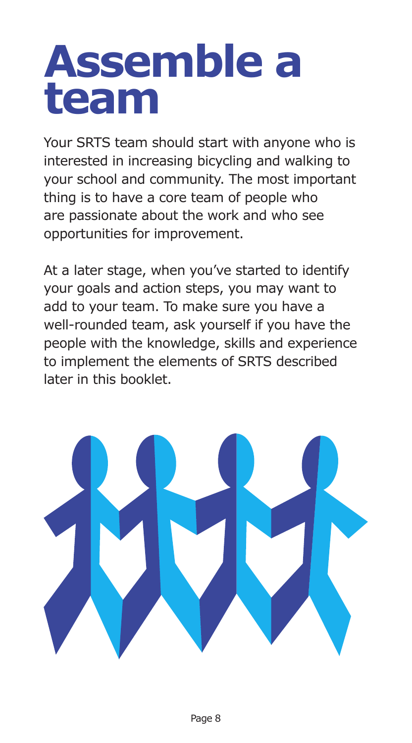# Assemble a team

Your SRTS team should start with anyone who is interested in increasing bicycling and walking to your school and community. The most important thing is to have a core team of people who are passionate about the work and who see opportunities for improvement.

At a later stage, when you've started to identify your goals and action steps, you may want to add to your team. To make sure you have a well-rounded team, ask yourself if you have the people with the knowledge, skills and experience to implement the elements of SRTS described later in this booklet.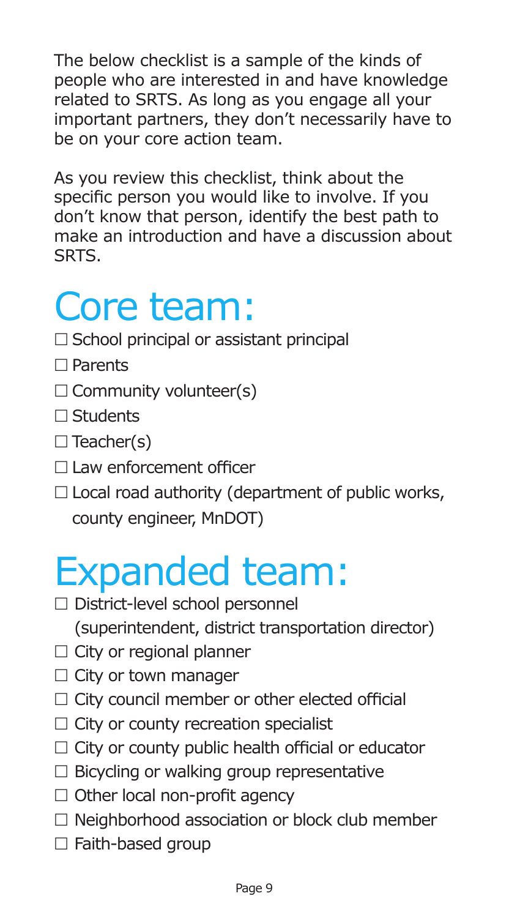The below checklist is a sample of the kinds of people who are interested in and have knowledge related to SRTS. As long as you engage all your important partners, they don't necessarily have to be on your core action team.

As you review this checklist, think about the specific person you would like to involve. If you don't know that person, identify the best path to make an introduction and have a discussion about SRTS.

# Core team:

- ☐ School principal or assistant principal
- ☐ Parents
- ☐ Community volunteer(s)
- ☐ Students
- ☐ Teacher(s)
- ☐ Law enforcement officer
- ☐ Local road authority (department of public works, county engineer, MnDOT)

# Expanded team:

- ☐ District-level school personnel (superintendent, district transportation director)
- ☐ City or regional planner
- ☐ City or town manager
- ☐ City council member or other elected official
- ☐ City or county recreation specialist
- ☐ City or county public health official or educator
- ☐ Bicycling or walking group representative
- ☐ Other local non-profit agency
- ☐ Neighborhood association or block club member
- ☐ Faith-based group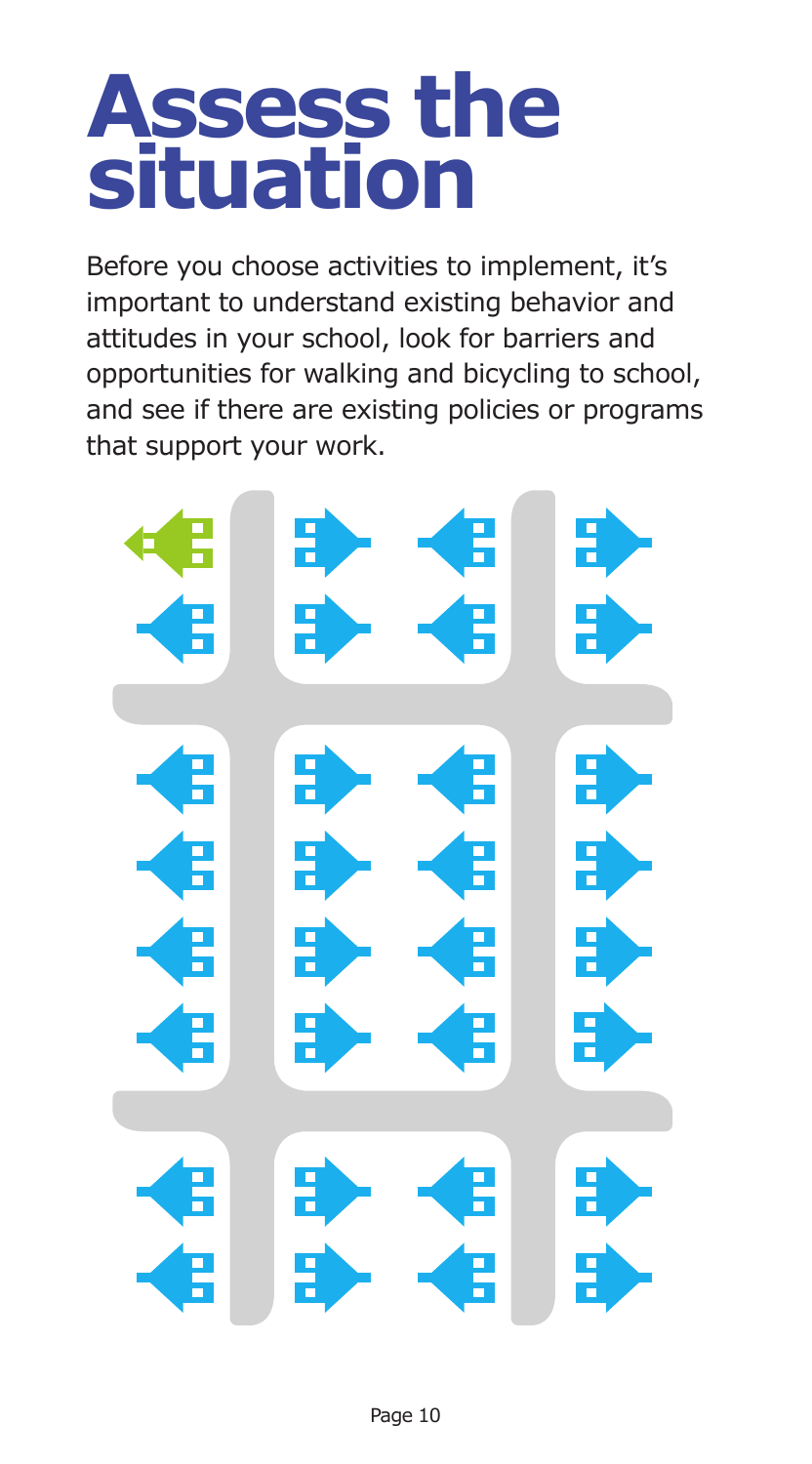# Assess the situation

Before you choose activities to implement, it's important to understand existing behavior and attitudes in your school, look for barriers and opportunities for walking and bicycling to school, and see if there are existing policies or programs that support your work.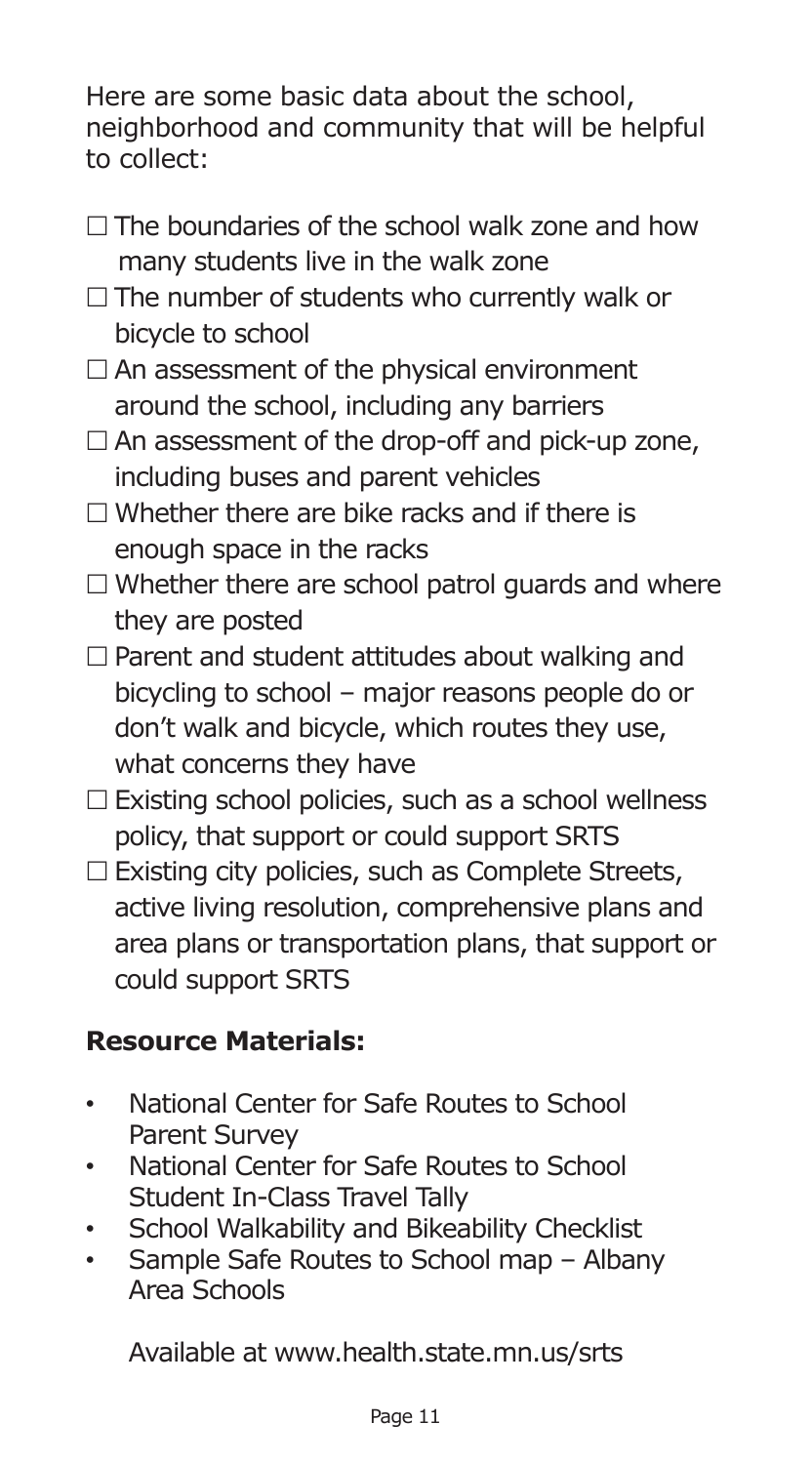Here are some basic data about the school, neighborhood and community that will be helpful to collect:

- ☐ The boundaries of the school walk zone and how many students live in the walk zone
- ☐ The number of students who currently walk or bicycle to school
- ☐ An assessment of the physical environment around the school, including any barriers
- ☐ An assessment of the drop-off and pick-up zone, including buses and parent vehicles
- ☐ Whether there are bike racks and if there is enough space in the racks
- ☐ Whether there are school patrol guards and where they are posted
- ☐ Parent and student attitudes about walking and bicycling to school – major reasons people do or don't walk and bicycle, which routes they use, what concerns they have
- ☐ Existing school policies, such as a school wellness policy, that support or could support SRTS
- ☐ Existing city policies, such as Complete Streets, active living resolution, comprehensive plans and area plans or transportation plans, that support or could support SRTS

## Resource Materials:

- National Center for Safe Routes to School Parent Survey
- National Center for Safe Routes to School Student In-Class Travel Tally
- School Walkability and Bikeability Checklist
- Sample Safe Routes to School map – Albany Area Schools

Available at www.health.state.mn.us/srts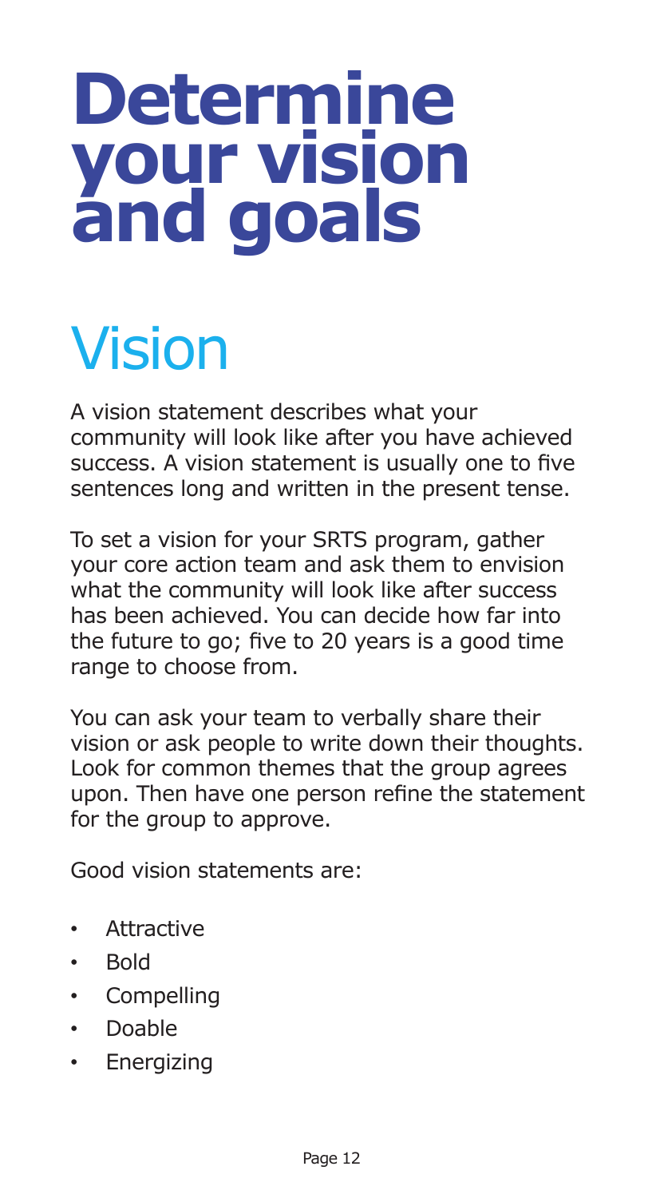# Determine your vision and goals

## Vision

A vision statement describes what your community will look like after you have achieved success. A vision statement is usually one to five sentences long and written in the present tense.

To set a vision for your SRTS program, gather your core action team and ask them to envision what the community will look like after success has been achieved. You can decide how far into the future to go; five to 20 years is a good time range to choose from.

You can ask your team to verbally share their vision or ask people to write down their thoughts. Look for common themes that the group agrees upon. Then have one person refine the statement for the group to approve.

Good vision statements are:

- Attractive
- Bold
- Compelling
- Doable
- Energizing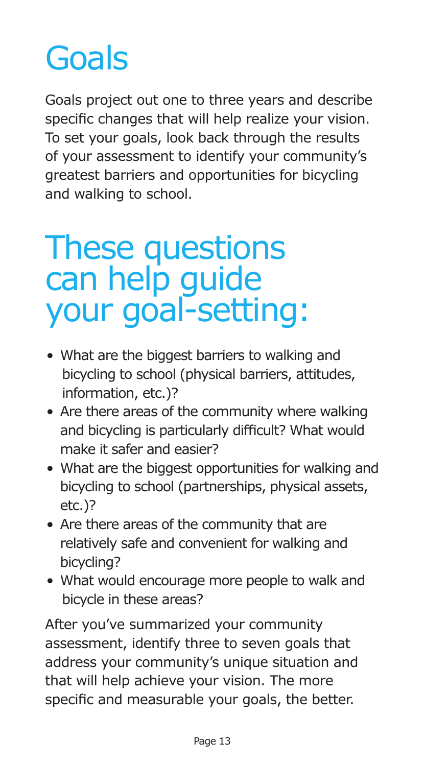# Goals

Goals project out one to three years and describe specific changes that will help realize your vision. To set your goals, look back through the results of your assessment to identify your community's greatest barriers and opportunities for bicycling and walking to school.

## These questions can help guide your goal-setting:

- What are the biggest barriers to walking and bicycling to school (physical barriers, attitudes, information, etc.)?
- Are there areas of the community where walking and bicycling is particularly difficult? What would make it safer and easier?
- What are the biggest opportunities for walking and bicycling to school (partnerships, physical assets, etc.)?
- Are there areas of the community that are relatively safe and convenient for walking and bicycling?
- What would encourage more people to walk and bicycle in these areas?

After you've summarized your community assessment, identify three to seven goals that address your community's unique situation and that will help achieve your vision. The more specific and measurable your goals, the better.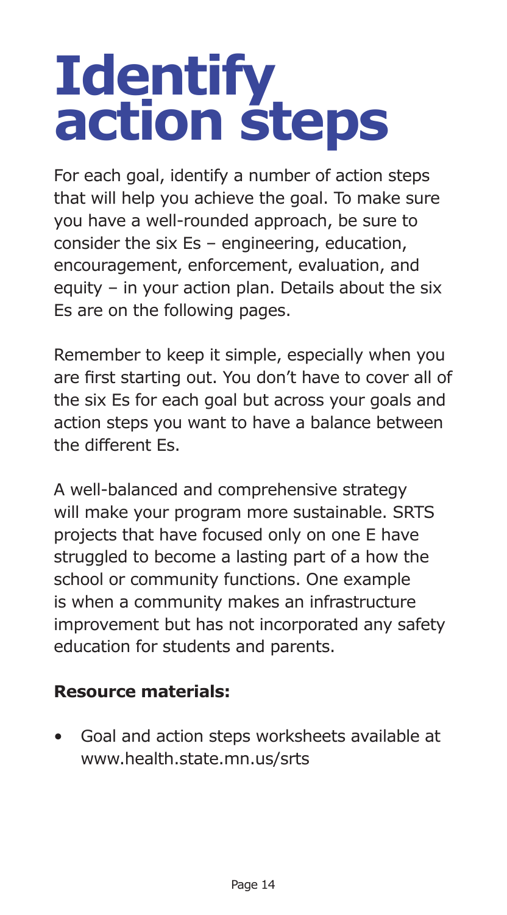# Identify action steps

For each goal, identify a number of action steps that will help you achieve the goal. To make sure you have a well-rounded approach, be sure to consider the six Es – engineering, education, encouragement, enforcement, evaluation, and equity – in your action plan. Details about the six Es are on the following pages.

Remember to keep it simple, especially when you are first starting out. You don't have to cover all of the six Es for each goal but across your goals and action steps you want to have a balance between the different Es.

A well-balanced and comprehensive strategy will make your program more sustainable. SRTS projects that have focused only on one E have struggled to become a lasting part of a how the school or community functions. One example is when a community makes an infrastructure improvement but has not incorporated any safety education for students and parents.

**Resource materials:**

- Goal and action steps worksheets available at www.health.state.mn.us/srts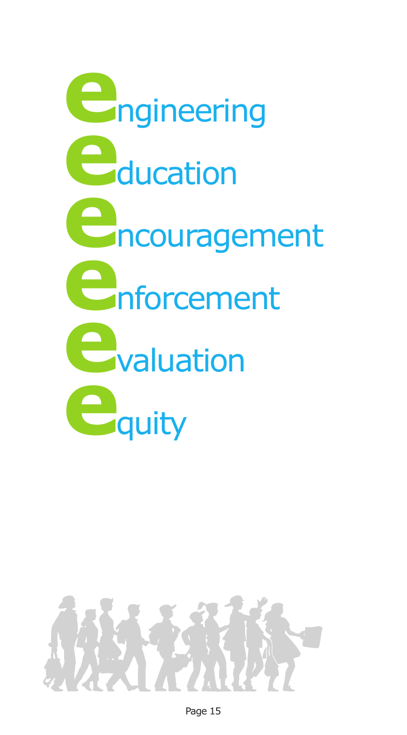**e**ngineering

**e**ducation

**e**ncouragement

**e**nforcement

**e**valuation

**e**quity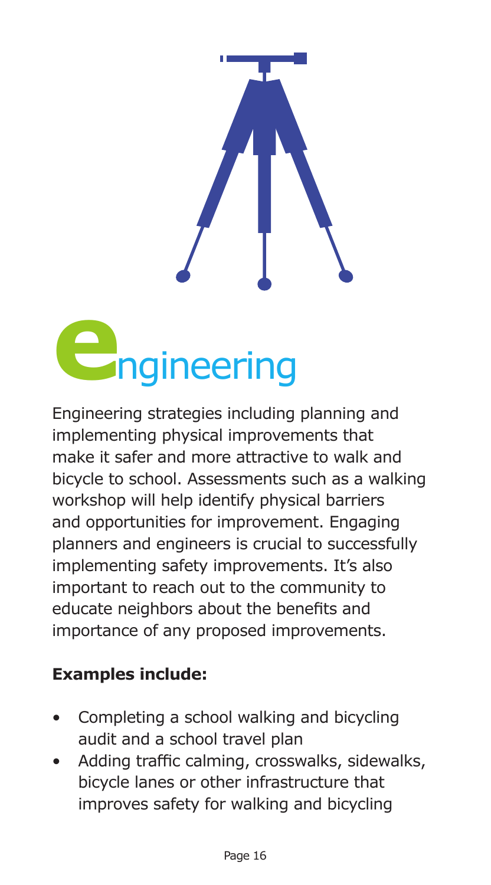# Engineering

Engineering strategies including planning and implementing physical improvements that make it safer and more attractive to walk and bicycle to school. Assessments such as a walking workshop will help identify physical barriers and opportunities for improvement. Engaging planners and engineers is crucial to successfully implementing safety improvements. It's also important to reach out to the community to educate neighbors about the benefits and importance of any proposed improvements.

**Examples include:**

- Completing a school walking and bicycling audit and a school travel plan
- Adding traffic calming, crosswalks, sidewalks, bicycle lanes or other infrastructure that improves safety for walking and bicycling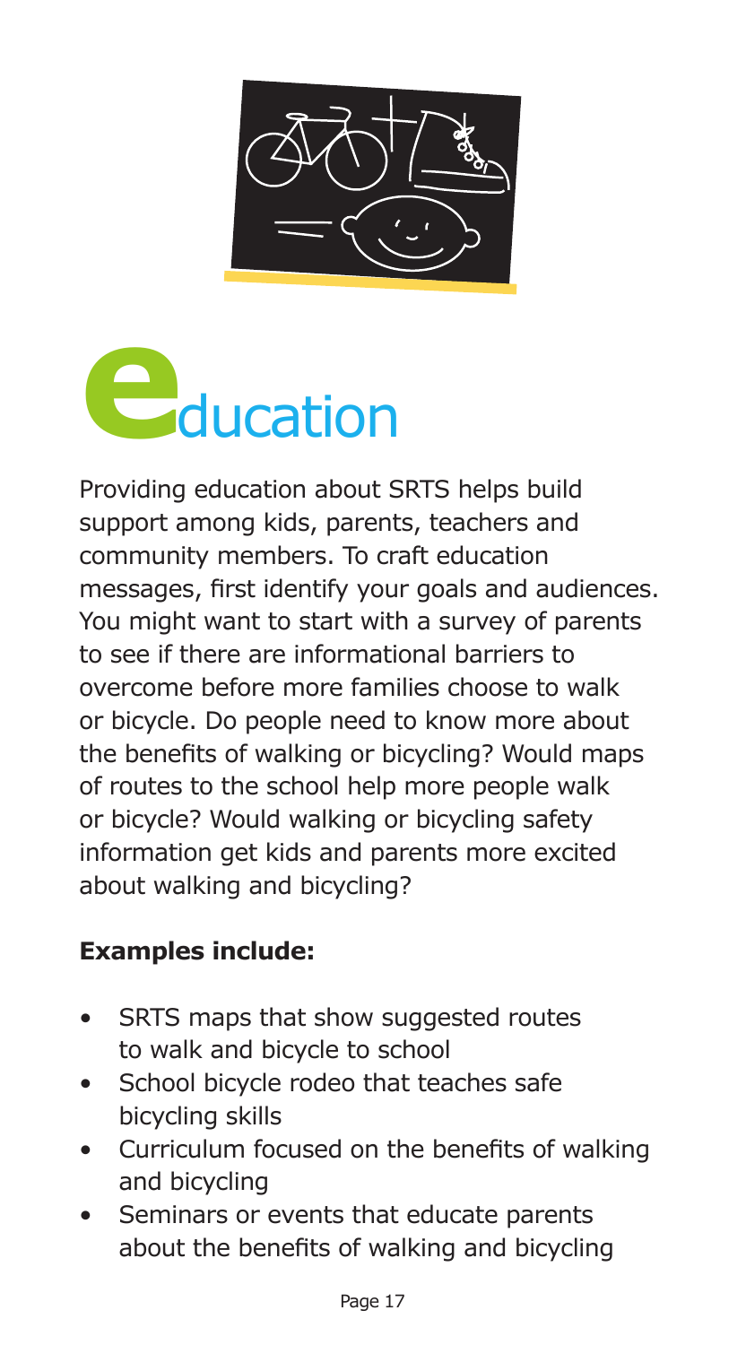# education

Providing education about SRTS helps build support among kids, parents, teachers and community members. To craft education messages, first identify your goals and audiences. You might want to start with a survey of parents to see if there are informational barriers to overcome before more families choose to walk or bicycle. Do people need to know more about the benefits of walking or bicycling? Would maps of routes to the school help more people walk or bicycle? Would walking or bicycling safety information get kids and parents more excited about walking and bicycling?

**Examples include:**

- SRTS maps that show suggested routes to walk and bicycle to school
- School bicycle rodeo that teaches safe bicycling skills
- Curriculum focused on the benefits of walking and bicycling
- Seminars or events that educate parents about the benefits of walking and bicycling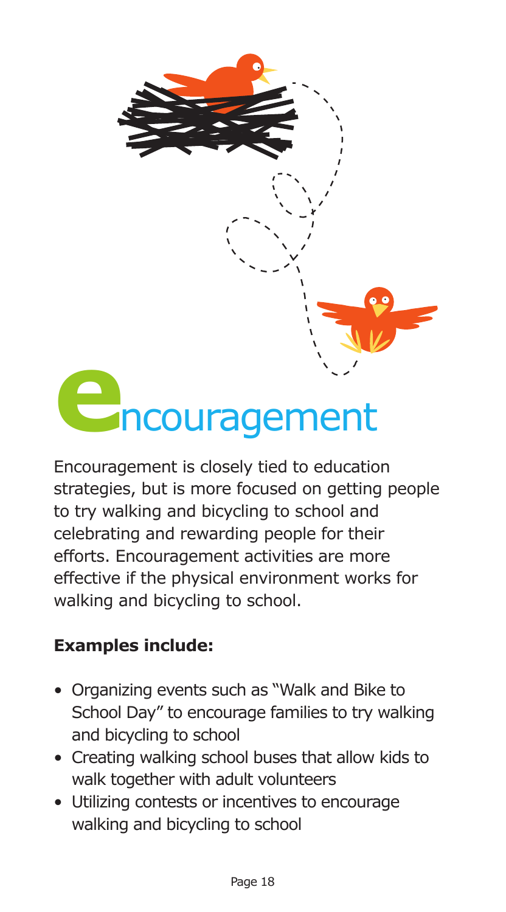# Encouragement

Encouragement is closely tied to education strategies, but is more focused on getting people to try walking and bicycling to school and celebrating and rewarding people for their efforts. Encouragement activities are more effective if the physical environment works for walking and bicycling to school.

**Examples include:**

- Organizing events such as "Walk and Bike to School Day" to encourage families to try walking and bicycling to school
- Creating walking school buses that allow kids to walk together with adult volunteers
- Utilizing contests or incentives to encourage walking and bicycling to school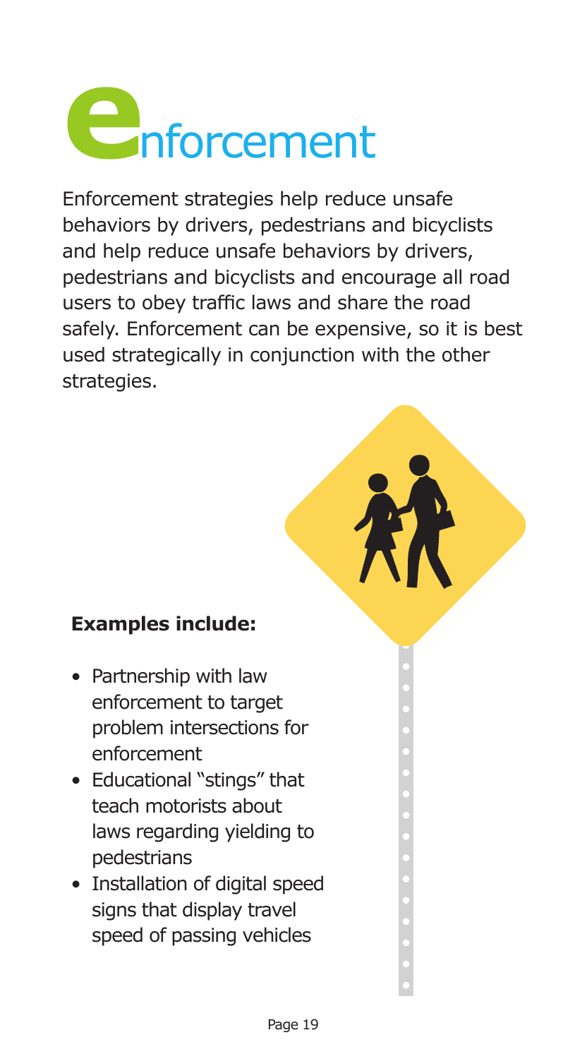# enforcement

Enforcement strategies help reduce unsafe behaviors by drivers, pedestrians and bicyclists and help reduce unsafe behaviors by drivers, pedestrians and bicyclists and encourage all road users to obey traffic laws and share the road safely. Enforcement can be expensive, so it is best used strategically in conjunction with the other strategies.

**Examples include:**

- Partnership with law enforcement to target problem intersections for enforcement
- Educational "stings" that teach motorists about laws regarding yielding to pedestrians
- Installation of digital speed signs that display travel speed of passing vehicles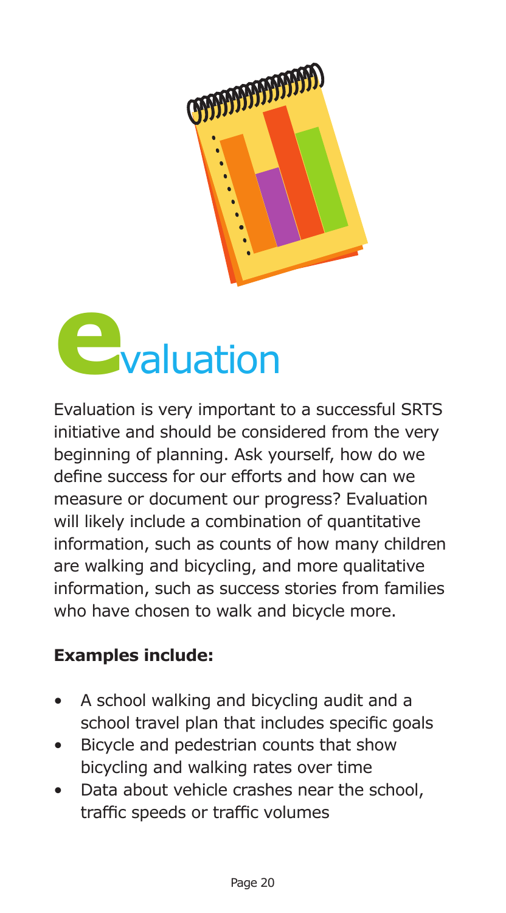# evaluation

Evaluation is very important to a successful SRTS initiative and should be considered from the very beginning of planning. Ask yourself, how do we define success for our efforts and how can we measure or document our progress? Evaluation will likely include a combination of quantitative information, such as counts of how many children are walking and bicycling, and more qualitative information, such as success stories from families who have chosen to walk and bicycle more.

**Examples include:**

- A school walking and bicycling audit and a school travel plan that includes specific goals
- Bicycle and pedestrian counts that show bicycling and walking rates over time
- Data about vehicle crashes near the school, traffic speeds or traffic volumes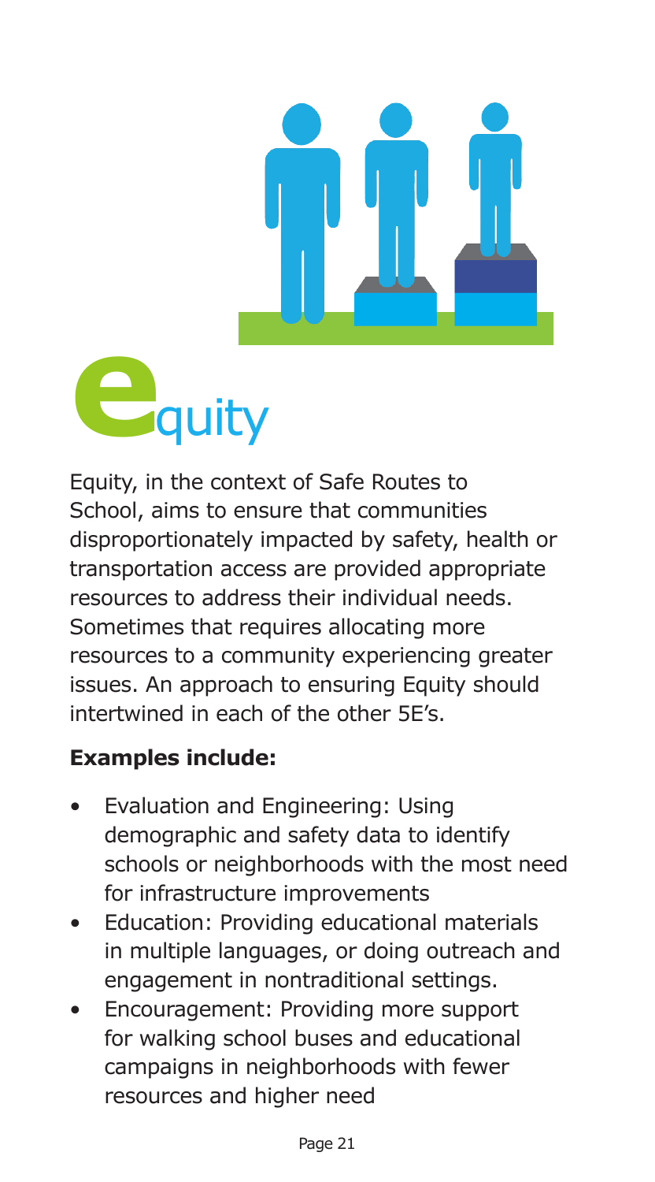# Equity

Equity, in the context of Safe Routes to School, aims to ensure that communities disproportionately impacted by safety, health or transportation access are provided appropriate resources to address their individual needs. Sometimes that requires allocating more resources to a community experiencing greater issues. An approach to ensuring Equity should intertwined in each of the other 5E's.

**Examples include:**

- Evaluation and Engineering: Using demographic and safety data to identify schools or neighborhoods with the most need for infrastructure improvements
- Education: Providing educational materials in multiple languages, or doing outreach and engagement in nontraditional settings.
- Encouragement: Providing more support for walking school buses and educational campaigns in neighborhoods with fewer resources and higher need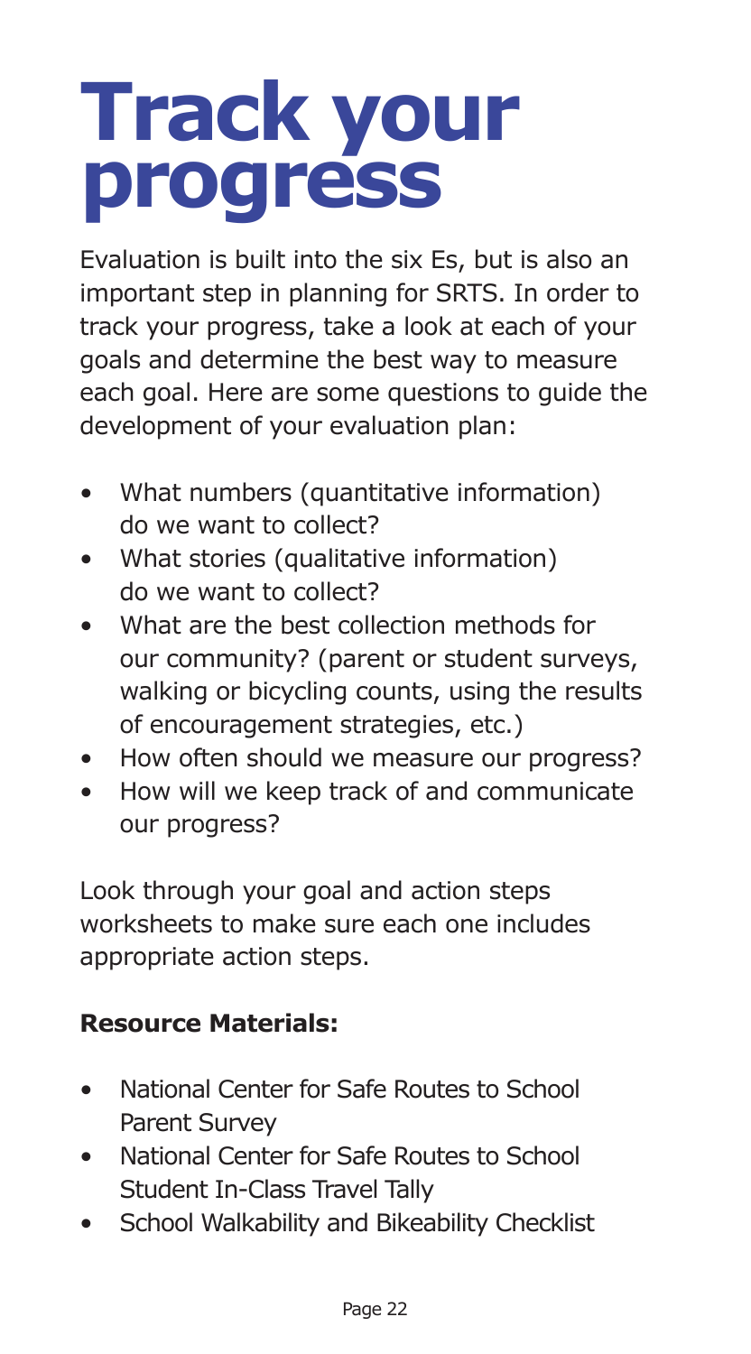# Track your progress

Evaluation is built into the six Es, but is also an important step in planning for SRTS. In order to track your progress, take a look at each of your goals and determine the best way to measure each goal. Here are some questions to guide the development of your evaluation plan:

- What numbers (quantitative information) do we want to collect?
- What stories (qualitative information) do we want to collect?
- What are the best collection methods for our community? (parent or student surveys, walking or bicycling counts, using the results of encouragement strategies, etc.)
- How often should we measure our progress?
- How will we keep track of and communicate our progress?

Look through your goal and action steps worksheets to make sure each one includes appropriate action steps.

**Resource Materials:**

- National Center for Safe Routes to School Parent Survey
- National Center for Safe Routes to School Student In-Class Travel Tally
- School Walkability and Bikeability Checklist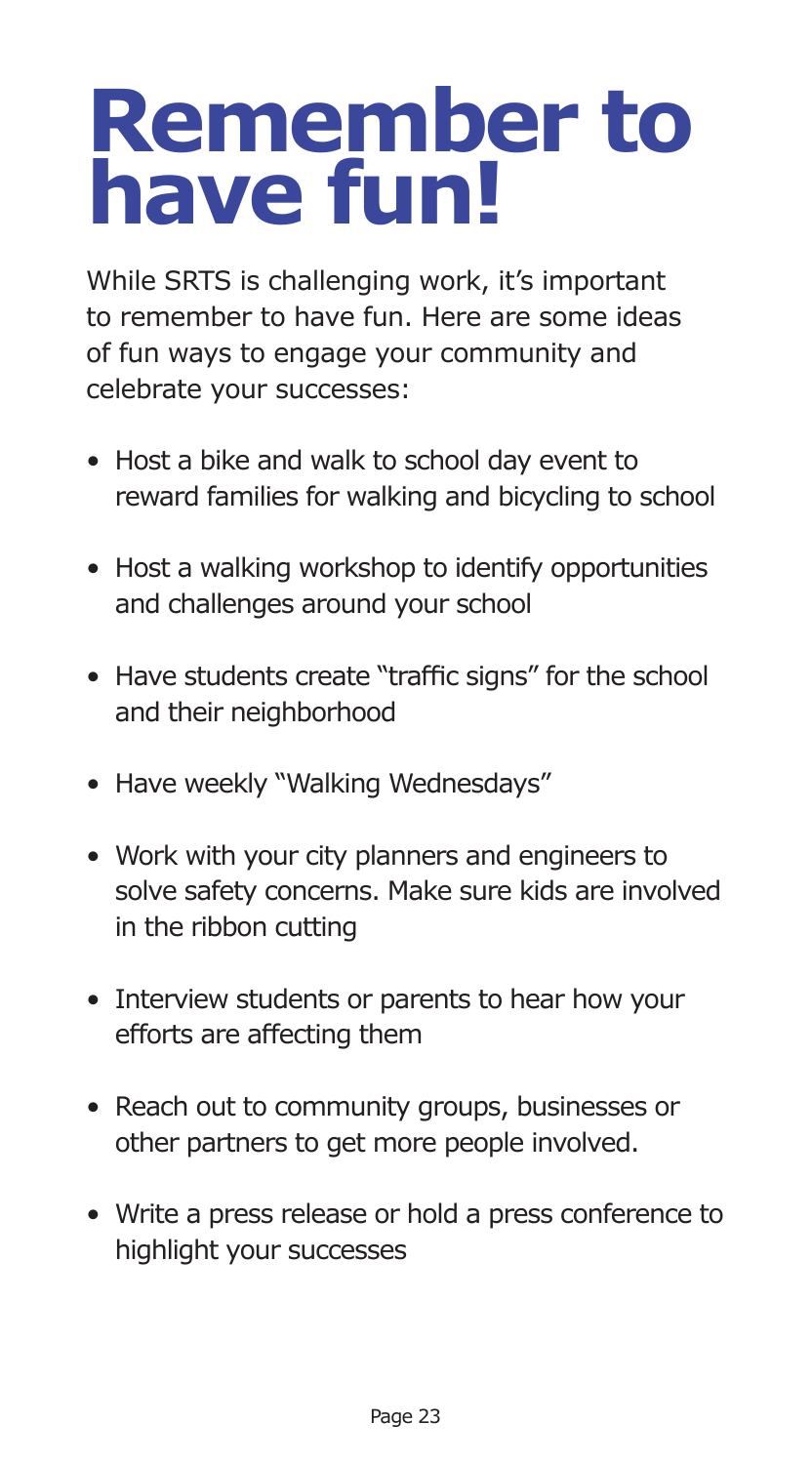# Remember to have fun!

While SRTS is challenging work, it's important to remember to have fun. Here are some ideas of fun ways to engage your community and celebrate your successes:

- Host a bike and walk to school day event to reward families for walking and bicycling to school
- Host a walking workshop to identify opportunities and challenges around your school
- Have students create "traffic signs" for the school and their neighborhood
- Have weekly "Walking Wednesdays"
- Work with your city planners and engineers to solve safety concerns. Make sure kids are involved in the ribbon cutting
- Interview students or parents to hear how your efforts are affecting them
- Reach out to community groups, businesses or other partners to get more people involved.
- Write a press release or hold a press conference to highlight your successes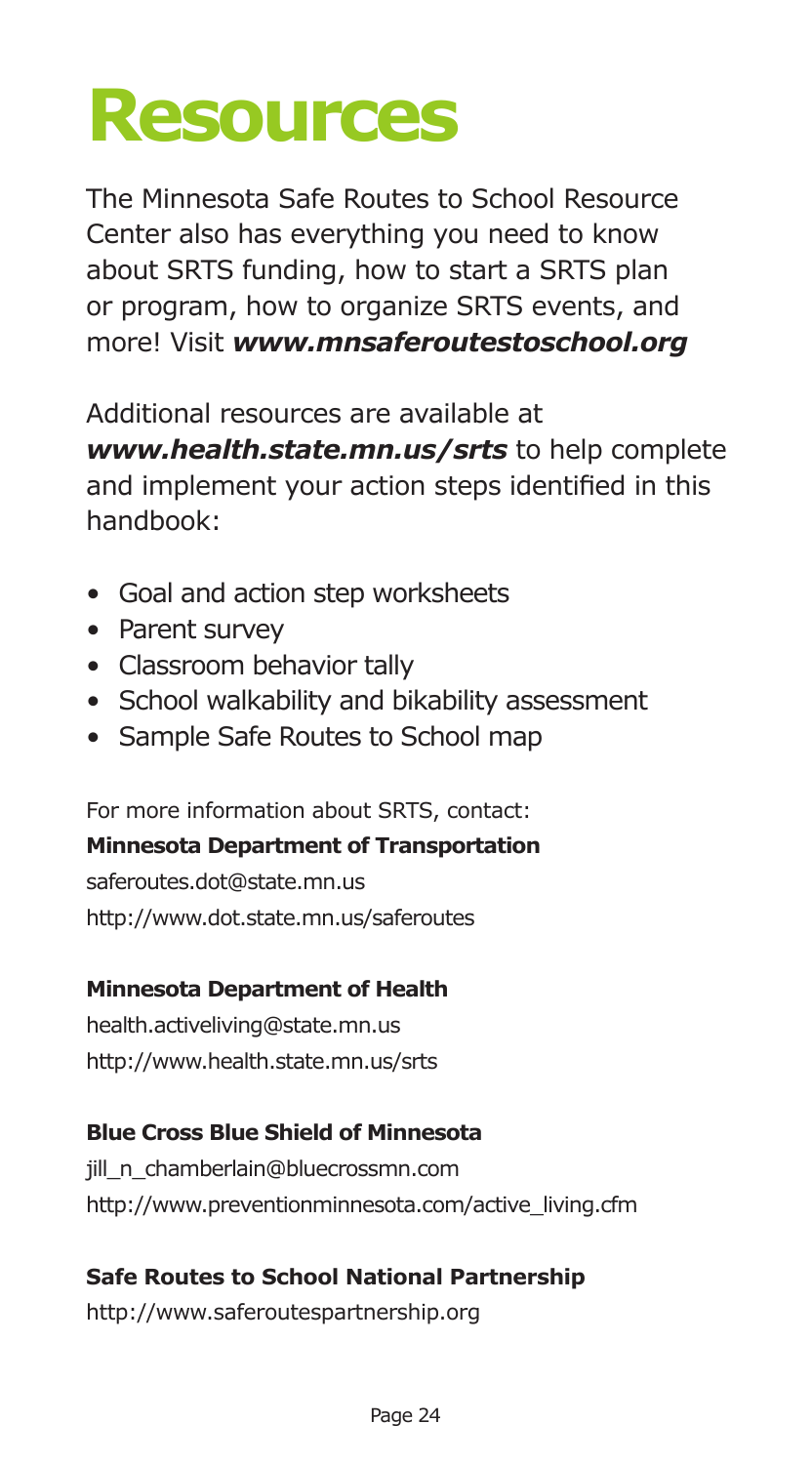# Resources

The Minnesota Safe Routes to School Resource Center also has everything you need to know about SRTS funding, how to start a SRTS plan or program, how to organize SRTS events, and more! Visit ***www.mnsaferoutestoschool.org***

Additional resources are available at ***www.health.state.mn.us/srts*** to help complete and implement your action steps identified in this handbook:

- Goal and action step worksheets
- Parent survey
- Classroom behavior tally
- School walkability and bikability assessment
- Sample Safe Routes to School map

For more information about SRTS, contact:

**Minnesota Department of Transportation**
saferoutes.dot@state.mn.us
http://www.dot.state.mn.us/saferoutes

**Minnesota Department of Health**
health.activeliving@state.mn.us
http://www.health.state.mn.us/srts

**Blue Cross Blue Shield of Minnesota**
jill_n_chamberlain@bluecrossmn.com
http://www.preventionminnesota.com/active_living.cfm

**Safe Routes to School National Partnership**
http://www.saferoutespartnership.org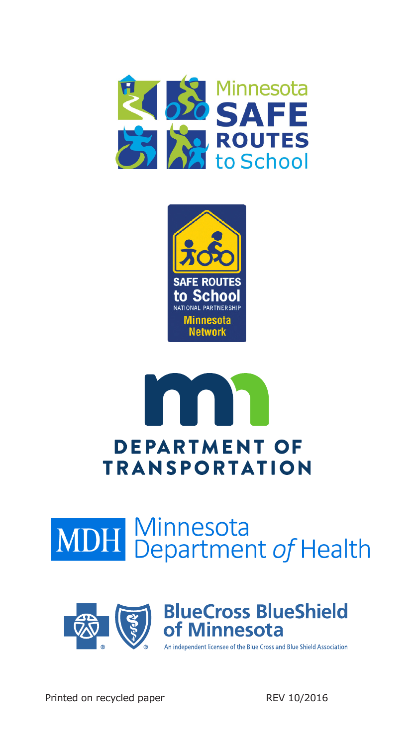Minnesota SAFE ROUTES to School

SAFE ROUTES to School
NATIONAL PARTNERSHIP
Minnesota Network

DEPARTMENT OF TRANSPORTATION

MDH Minnesota Department *of* Health

BlueCross BlueShield of Minnesota

An independent licensee of the Blue Cross and Blue Shield Association

Printed on recycled paper

REV 10/2016